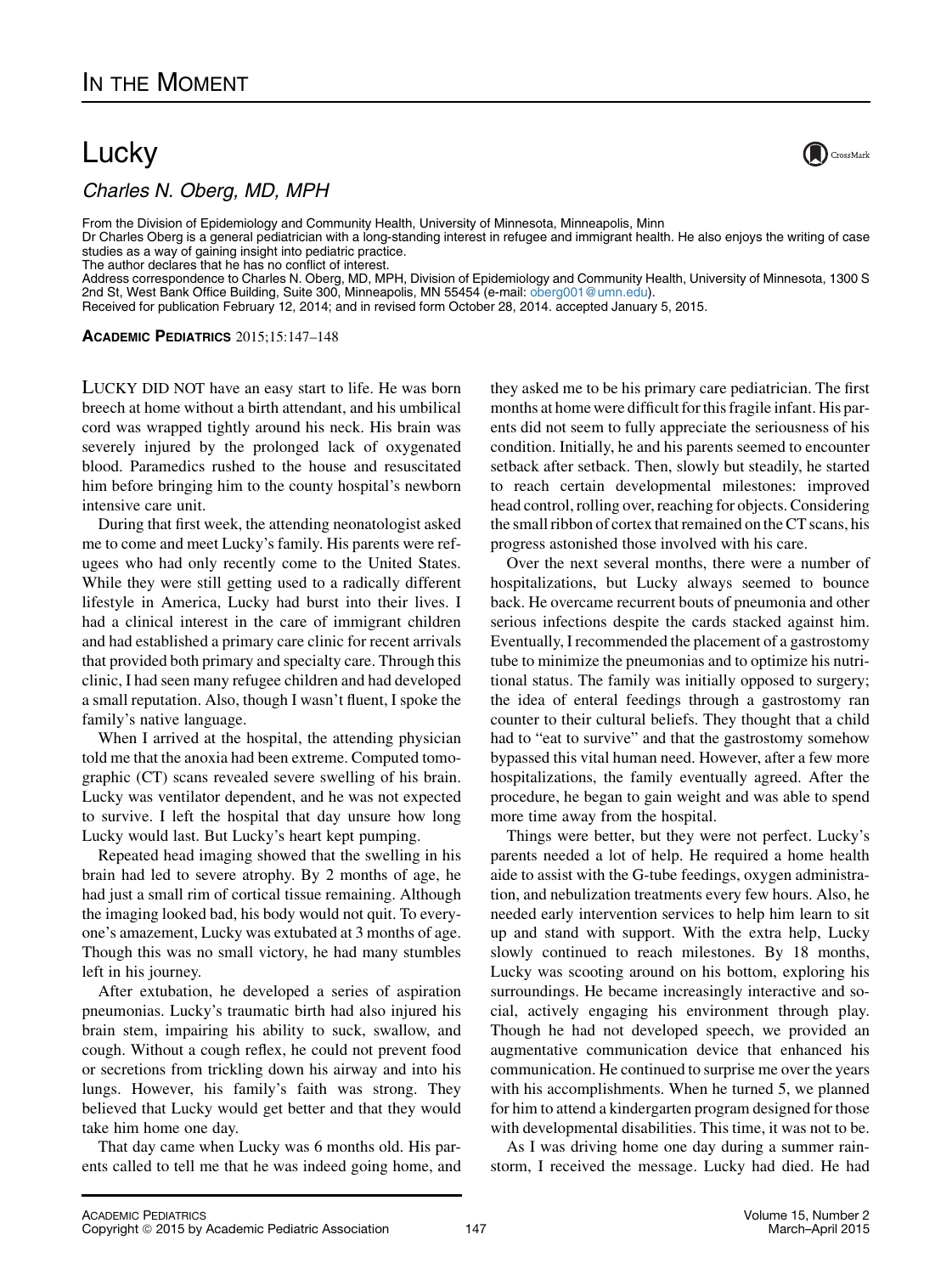# In the Moment

## Lucky

*Charles N. Oberg, MD, MPH*

From the Division of Epidemiology and Community Health, University of Minnesota, Minneapolis, Minn
Dr Charles Oberg is a general pediatrician with a long-standing interest in refugee and immigrant health. He also enjoys the writing of case studies as a way of gaining insight into pediatric practice.
The author declares that he has no conflict of interest.
Address correspondence to Charles N. Oberg, MD, MPH, Division of Epidemiology and Community Health, University of Minnesota, 1300 S 2nd St, West Bank Office Building, Suite 300, Minneapolis, MN 55454 (e-mail: oberg001@umn.edu).
Received for publication February 12, 2014; and in revised form October 28, 2014. accepted January 5, 2015.

**Academic Pediatrics** 2015;15:147–148

Lucky did not have an easy start to life. He was born breech at home without a birth attendant, and his umbilical cord was wrapped tightly around his neck. His brain was severely injured by the prolonged lack of oxygenated blood. Paramedics rushed to the house and resuscitated him before bringing him to the county hospital's newborn intensive care unit.

During that first week, the attending neonatologist asked me to come and meet Lucky's family. His parents were refugees who had only recently come to the United States. While they were still getting used to a radically different lifestyle in America, Lucky had burst into their lives. I had a clinical interest in the care of immigrant children and had established a primary care clinic for recent arrivals that provided both primary and specialty care. Through this clinic, I had seen many refugee children and had developed a small reputation. Also, though I wasn't fluent, I spoke the family's native language.

When I arrived at the hospital, the attending physician told me that the anoxia had been extreme. Computed tomographic (CT) scans revealed severe swelling of his brain. Lucky was ventilator dependent, and he was not expected to survive. I left the hospital that day unsure how long Lucky would last. But Lucky's heart kept pumping.

Repeated head imaging showed that the swelling in his brain had led to severe atrophy. By 2 months of age, he had just a small rim of cortical tissue remaining. Although the imaging looked bad, his body would not quit. To everyone's amazement, Lucky was extubated at 3 months of age. Though this was no small victory, he had many stumbles left in his journey.

After extubation, he developed a series of aspiration pneumonias. Lucky's traumatic birth had also injured his brain stem, impairing his ability to suck, swallow, and cough. Without a cough reflex, he could not prevent food or secretions from trickling down his airway and into his lungs. However, his family's faith was strong. They believed that Lucky would get better and that they would take him home one day.

That day came when Lucky was 6 months old. His parents called to tell me that he was indeed going home, and they asked me to be his primary care pediatrician. The first months at home were difficult for this fragile infant. His parents did not seem to fully appreciate the seriousness of his condition. Initially, he and his parents seemed to encounter setback after setback. Then, slowly but steadily, he started to reach certain developmental milestones: improved head control, rolling over, reaching for objects. Considering the small ribbon of cortex that remained on the CT scans, his progress astonished those involved with his care.

Over the next several months, there were a number of hospitalizations, but Lucky always seemed to bounce back. He overcame recurrent bouts of pneumonia and other serious infections despite the cards stacked against him. Eventually, I recommended the placement of a gastrostomy tube to minimize the pneumonias and to optimize his nutritional status. The family was initially opposed to surgery; the idea of enteral feedings through a gastrostomy ran counter to their cultural beliefs. They thought that a child had to "eat to survive" and that the gastrostomy somehow bypassed this vital human need. However, after a few more hospitalizations, the family eventually agreed. After the procedure, he began to gain weight and was able to spend more time away from the hospital.

Things were better, but they were not perfect. Lucky's parents needed a lot of help. He required a home health aide to assist with the G-tube feedings, oxygen administration, and nebulization treatments every few hours. Also, he needed early intervention services to help him learn to sit up and stand with support. With the extra help, Lucky slowly continued to reach milestones. By 18 months, Lucky was scooting around on his bottom, exploring his surroundings. He became increasingly interactive and social, actively engaging his environment through play. Though he had not developed speech, we provided an augmentative communication device that enhanced his communication. He continued to surprise me over the years with his accomplishments. When he turned 5, we planned for him to attend a kindergarten program designed for those with developmental disabilities. This time, it was not to be.

As I was driving home one day during a summer rainstorm, I received the message. Lucky had died. He had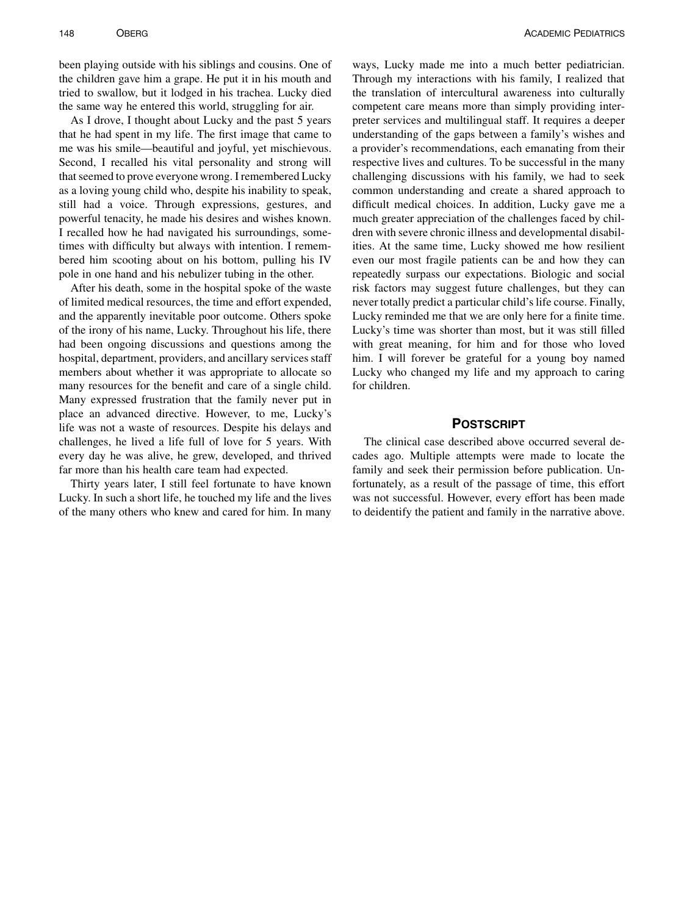been playing outside with his siblings and cousins. One of the children gave him a grape. He put it in his mouth and tried to swallow, but it lodged in his trachea. Lucky died the same way he entered this world, struggling for air.

As I drove, I thought about Lucky and the past 5 years that he had spent in my life. The first image that came to me was his smile—beautiful and joyful, yet mischievous. Second, I recalled his vital personality and strong will that seemed to prove everyone wrong. I remembered Lucky as a loving young child who, despite his inability to speak, still had a voice. Through expressions, gestures, and powerful tenacity, he made his desires and wishes known. I recalled how he had navigated his surroundings, sometimes with difficulty but always with intention. I remembered him scooting about on his bottom, pulling his IV pole in one hand and his nebulizer tubing in the other.

After his death, some in the hospital spoke of the waste of limited medical resources, the time and effort expended, and the apparently inevitable poor outcome. Others spoke of the irony of his name, Lucky. Throughout his life, there had been ongoing discussions and questions among the hospital, department, providers, and ancillary services staff members about whether it was appropriate to allocate so many resources for the benefit and care of a single child. Many expressed frustration that the family never put in place an advanced directive. However, to me, Lucky's life was not a waste of resources. Despite his delays and challenges, he lived a life full of love for 5 years. With every day he was alive, he grew, developed, and thrived far more than his health care team had expected.

Thirty years later, I still feel fortunate to have known Lucky. In such a short life, he touched my life and the lives of the many others who knew and cared for him. In many ways, Lucky made me into a much better pediatrician. Through my interactions with his family, I realized that the translation of intercultural awareness into culturally competent care means more than simply providing interpreter services and multilingual staff. It requires a deeper understanding of the gaps between a family's wishes and a provider's recommendations, each emanating from their respective lives and cultures. To be successful in the many challenging discussions with his family, we had to seek common understanding and create a shared approach to difficult medical choices. In addition, Lucky gave me a much greater appreciation of the challenges faced by children with severe chronic illness and developmental disabilities. At the same time, Lucky showed me how resilient even our most fragile patients can be and how they can repeatedly surpass our expectations. Biologic and social risk factors may suggest future challenges, but they can never totally predict a particular child's life course. Finally, Lucky reminded me that we are only here for a finite time. Lucky's time was shorter than most, but it was still filled with great meaning, for him and for those who loved him. I will forever be grateful for a young boy named Lucky who changed my life and my approach to caring for children.

## Postscript

The clinical case described above occurred several decades ago. Multiple attempts were made to locate the family and seek their permission before publication. Unfortunately, as a result of the passage of time, this effort was not successful. However, every effort has been made to deidentify the patient and family in the narrative above.